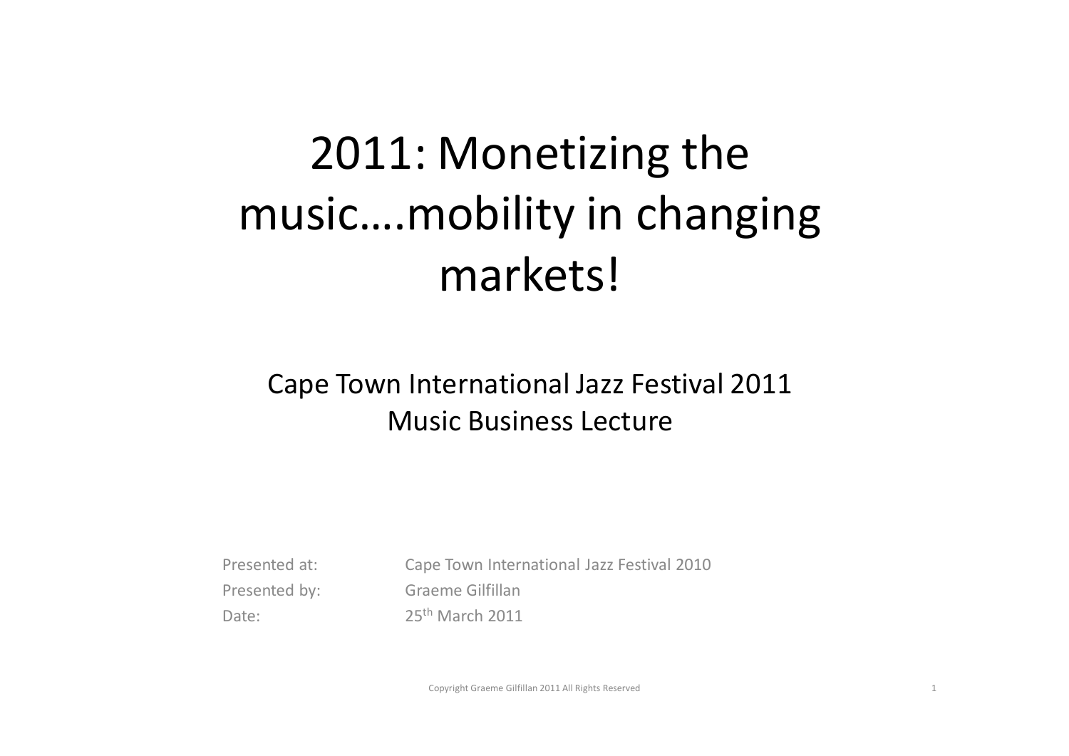# 2011: Monetizing the music….mobility in changing markets!

Cape Town International Jazz Festival 2011
Music Business Lecture

Presented at: Cape Town International Jazz Festival 2010
Presented by: Graeme Gilfillan
Date: 25th March 2011

Copyright Graeme Gilfillan 2011 All Rights Reserved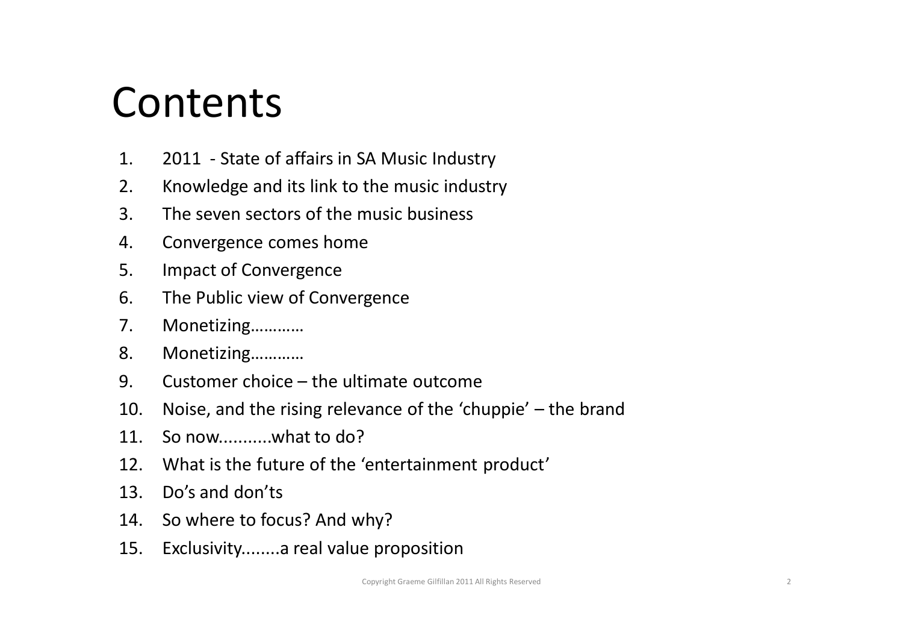# Contents

1. 2011 - State of affairs in SA Music Industry
2. Knowledge and its link to the music industry
3. The seven sectors of the music business
4. Convergence comes home
5. Impact of Convergence
6. The Public view of Convergence
7. Monetizing…………
8. Monetizing…………
9. Customer choice – the ultimate outcome
10. Noise, and the rising relevance of the 'chuppie' – the brand
11. So now..........what to do?
12. What is the future of the 'entertainment product'
13. Do's and don'ts
14. So where to focus? And why?
15. Exclusivity........a real value proposition

Copyright Graeme Gilfillan 2011 All Rights Reserved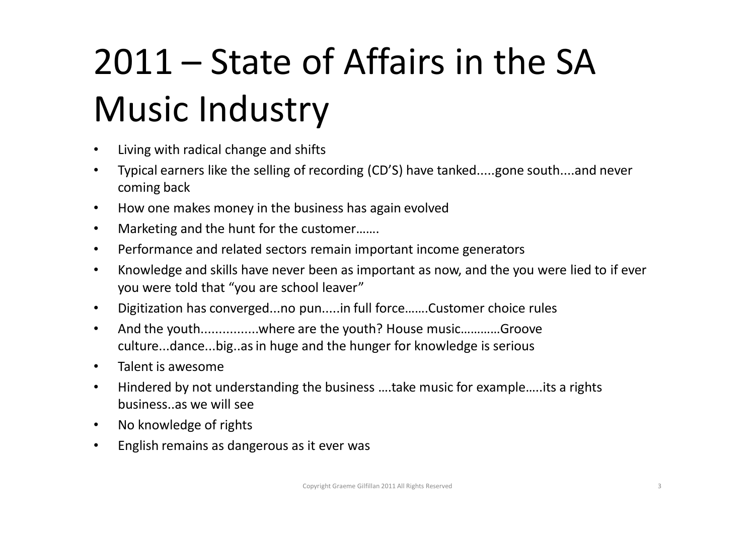# 2011 – State of Affairs in the SA Music Industry

- Living with radical change and shifts
- Typical earners like the selling of recording (CD'S) have tanked.....gone south....and never coming back
- How one makes money in the business has again evolved
- Marketing and the hunt for the customer…….
- Performance and related sectors remain important income generators
- Knowledge and skills have never been as important as now, and the you were lied to if ever you were told that "you are school leaver"
- Digitization has converged...no pun.....in full force…….Customer choice rules
- And the youth................where are the youth? House music………..Groove culture...dance...big..as in huge and the hunger for knowledge is serious
- Talent is awesome
- Hindered by not understanding the business ….take music for example…..its a rights business..as we will see
- No knowledge of rights
- English remains as dangerous as it ever was

Copyright Graeme Gilfillan 2011 All Rights Reserved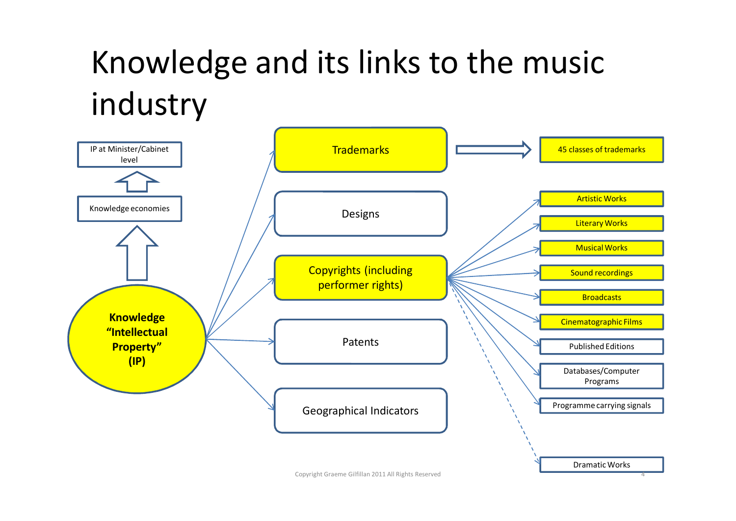# Knowledge and its links to the music industry

- IP at Minister/Cabinet level
- Knowledge economies
- **Knowledge "Intellectual Property" (IP)**

Knowledge "Intellectual Property" (IP) → Knowledge economies → IP at Minister/Cabinet level

Knowledge "Intellectual Property" (IP) links to:

- Trademarks → 45 classes of trademarks
- Designs
- Copyrights (including performer rights)
  - Artistic Works
  - Literary Works
  - Musical Works
  - Sound recordings
  - Broadcasts
  - Cinematographic Films
  - Published Editions
  - Databases/Computer Programs
  - Programme carrying signals
  - Dramatic Works
- Patents
- Geographical Indicators

Copyright Graeme Gilfillan 2011 All Rights Reserved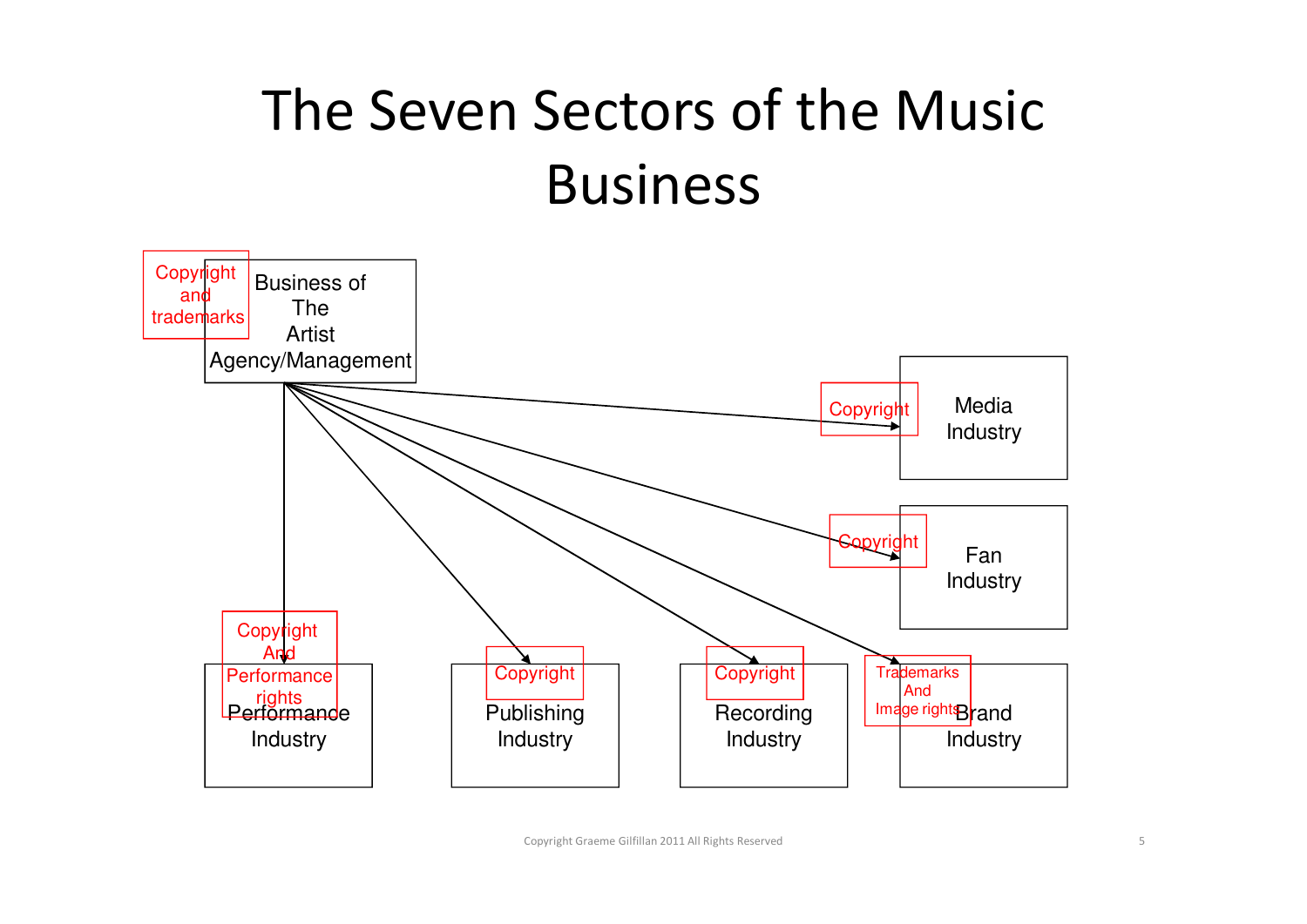# The Seven Sectors of the Music Business

Copyright and trademarks

Business of The Artist Agency/Management

Copyright — Media Industry

Copyright — Fan Industry

Copyright And Performance rights — Performance Industry

Copyright — Publishing Industry

Copyright — Recording Industry

Trademarks And Image rights — Brand Industry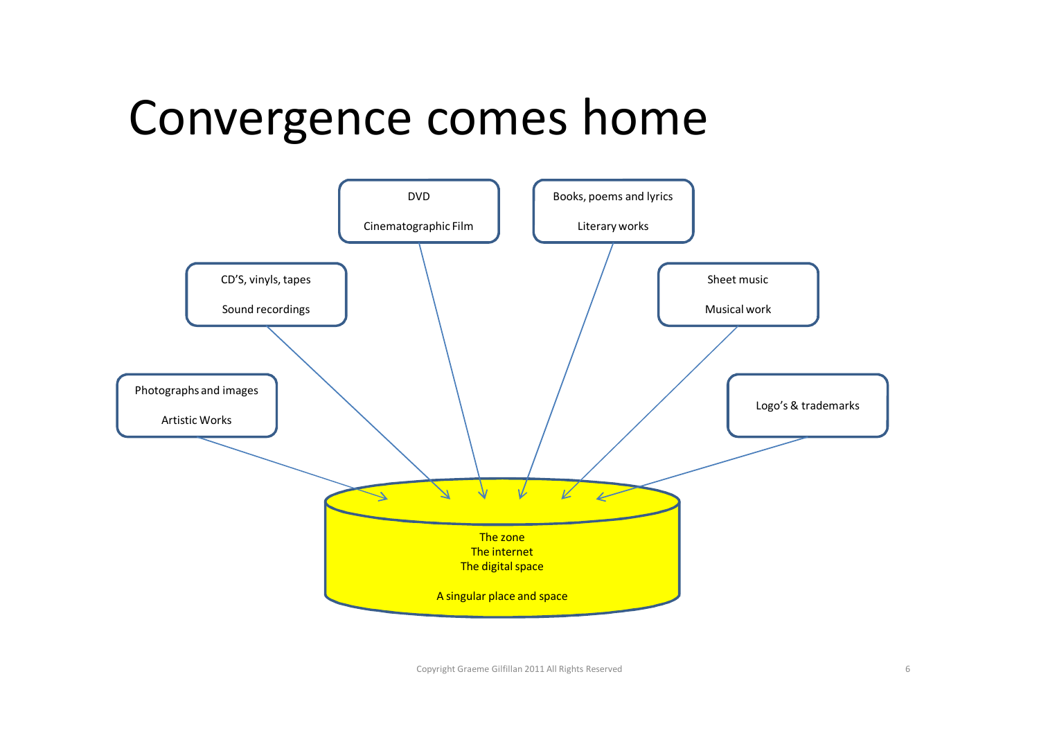# Convergence comes home

DVD

Cinematographic Film

Books, poems and lyrics

Literary works

CD'S, vinyls, tapes

Sound recordings

Sheet music

Musical work

Photographs and images

Artistic Works

Logo's & trademarks

The zone
The internet
The digital space

A singular place and space

Copyright Graeme Gilfillan 2011 All Rights Reserved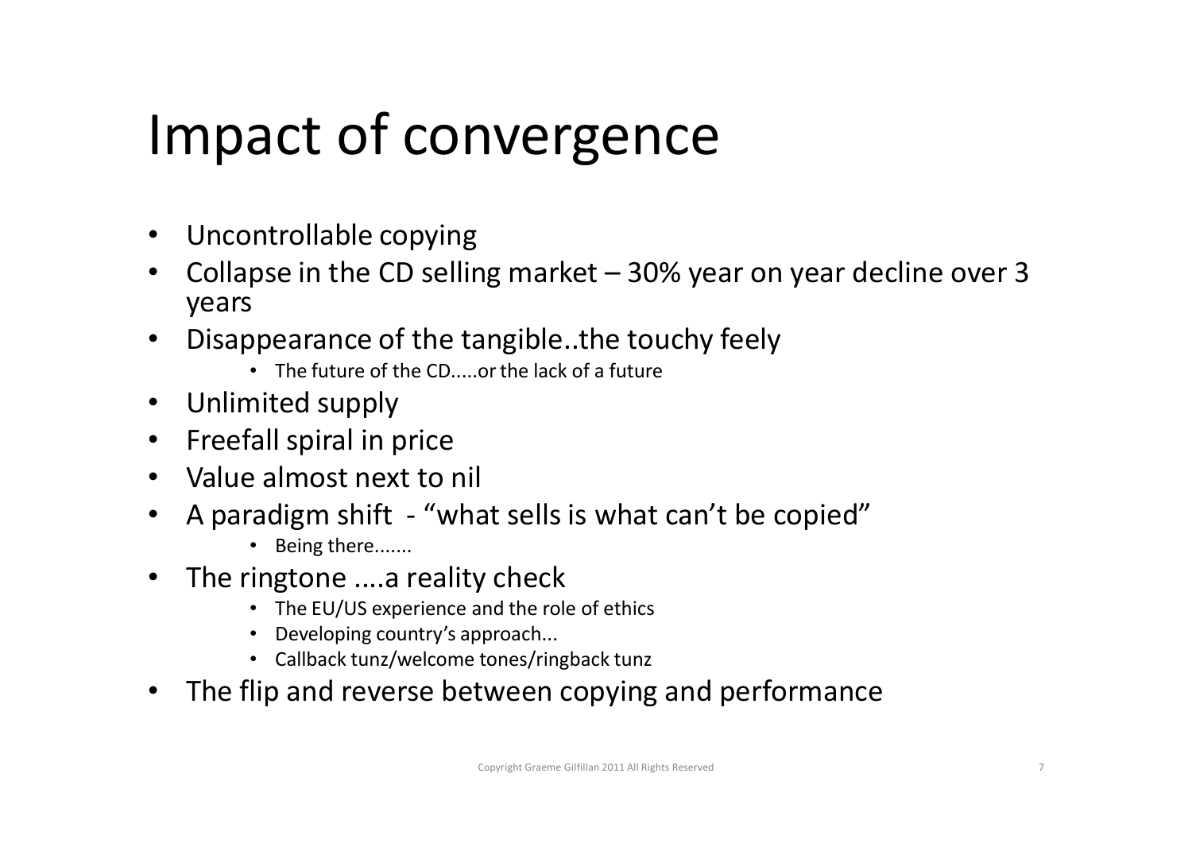# Impact of convergence

- Uncontrollable copying
- Collapse in the CD selling market – 30% year on year decline over 3 years
- Disappearance of the tangible..the touchy feely
  - The future of the CD.....or the lack of a future
- Unlimited supply
- Freefall spiral in price
- Value almost next to nil
- A paradigm shift - "what sells is what can't be copied"
  - Being there.......
- The ringtone ....a reality check
  - The EU/US experience and the role of ethics
  - Developing country's approach...
  - Callback tunz/welcome tones/ringback tunz
- The flip and reverse between copying and performance

Copyright Graeme Gilfillan 2011 All Rights Reserved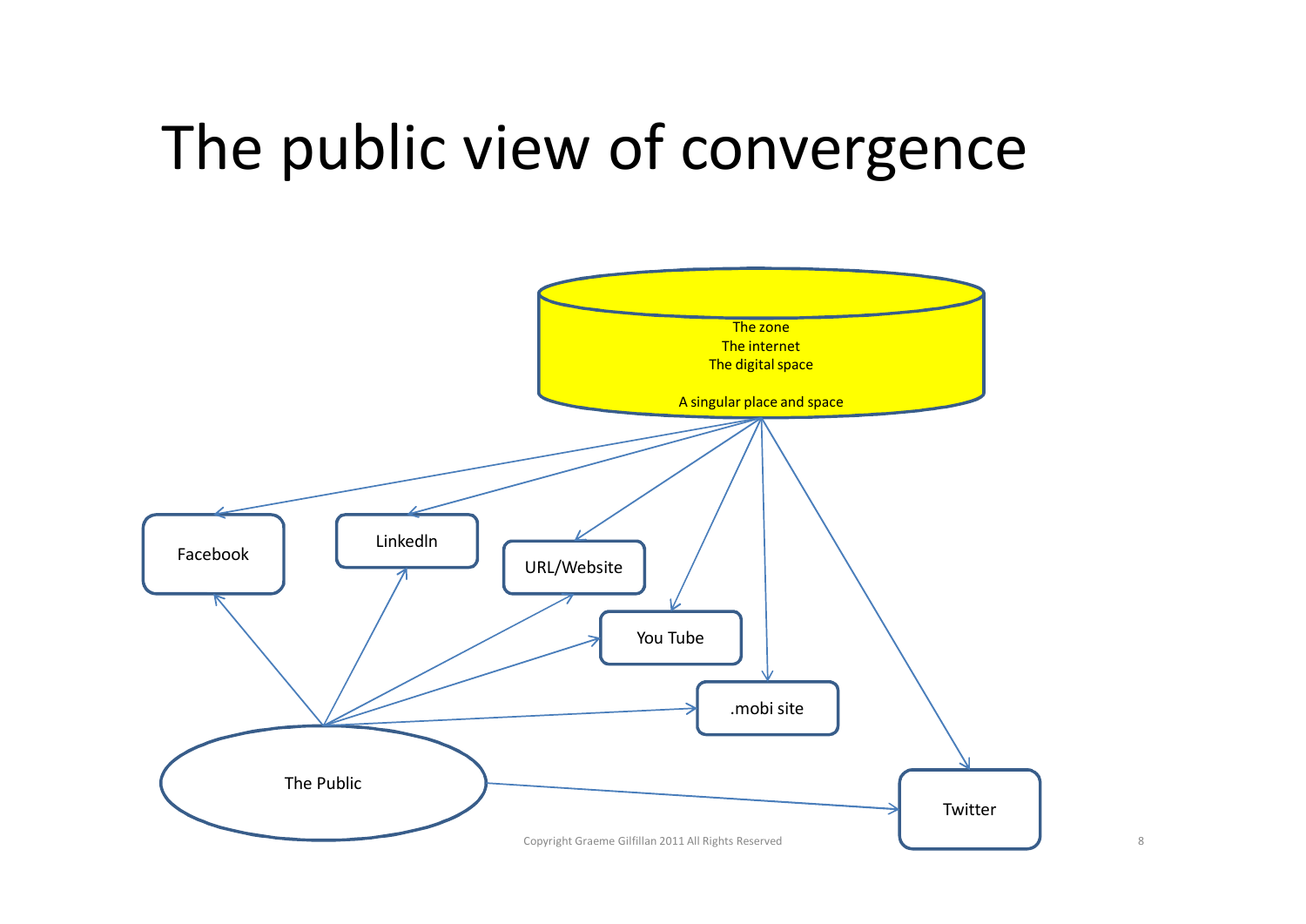# The public view of convergence

The zone
The internet
The digital space

A singular place and space

Facebook

LinkedIn

URL/Website

You Tube

.mobi site

Twitter

The Public

Copyright Graeme Gilfillan 2011 All Rights Reserved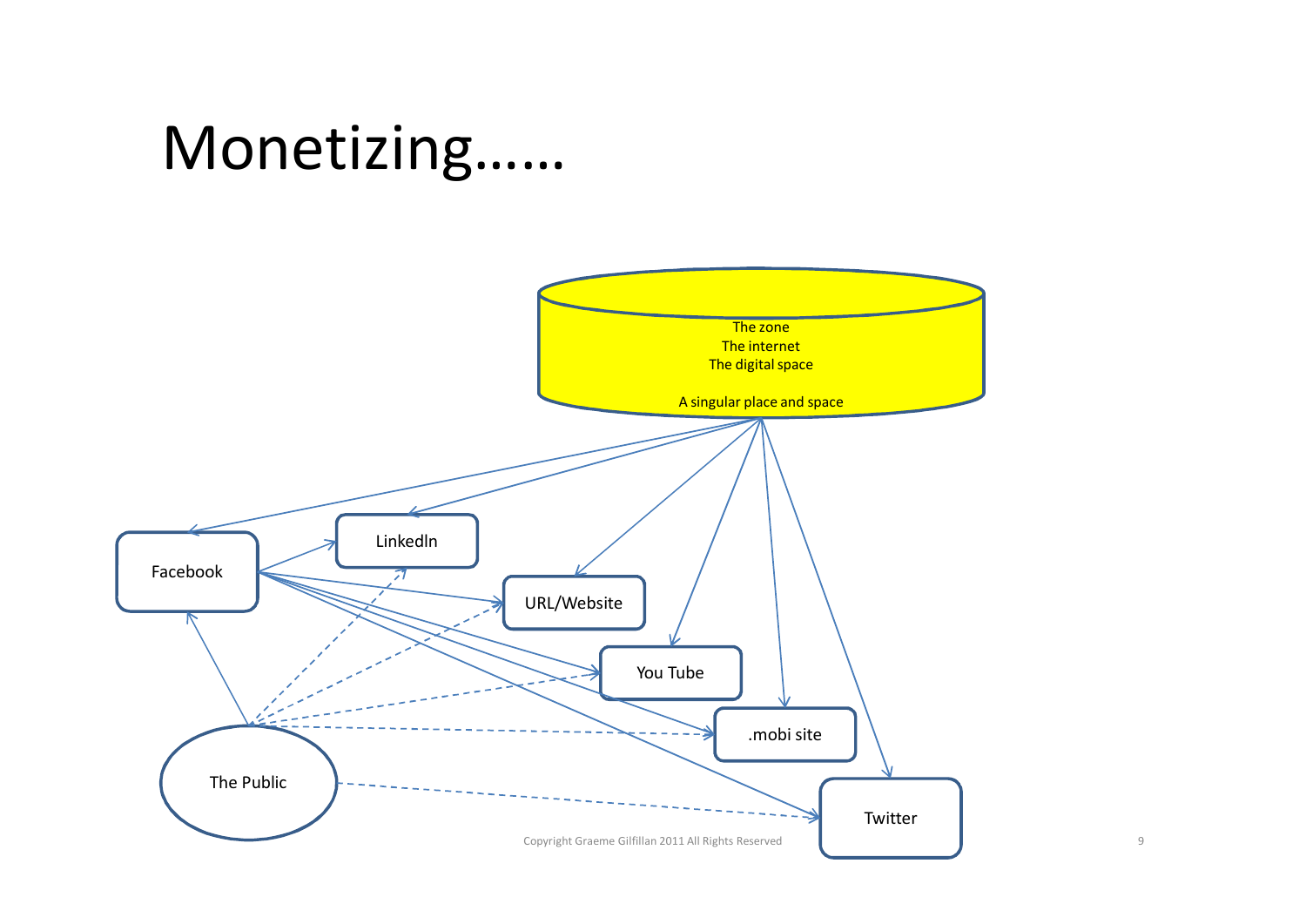# Monetizing……

The zone
The internet
The digital space

A singular place and space

Facebook

LinkedIn

URL/Website

You Tube

.mobi site

Twitter

The Public

Copyright Graeme Gilfillan 2011 All Rights Reserved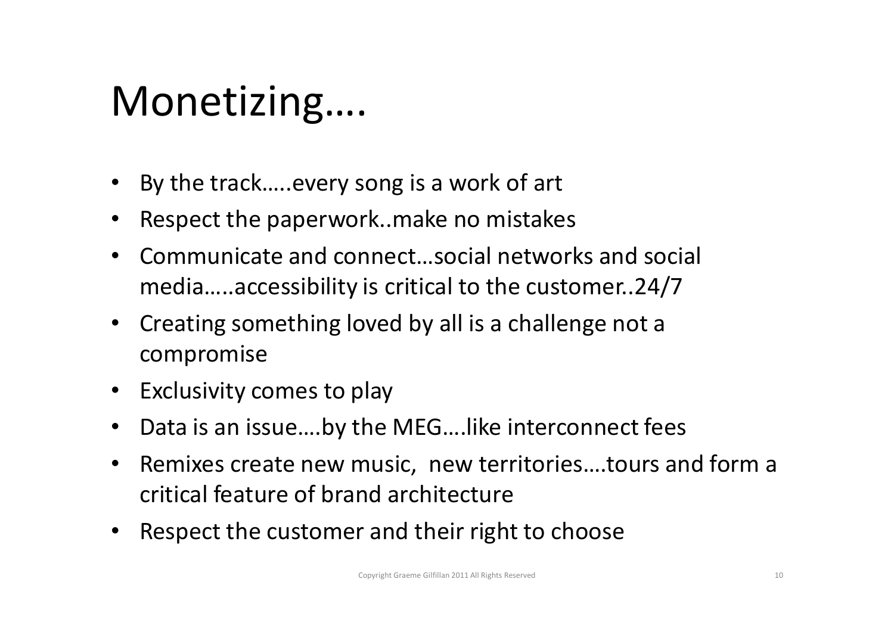# Monetizing….

- By the track…..every song is a work of art
- Respect the paperwork..make no mistakes
- Communicate and connect…social networks and social media…..accessibility is critical to the customer..24/7
- Creating something loved by all is a challenge not a compromise
- Exclusivity comes to play
- Data is an issue….by the MEG….like interconnect fees
- Remixes create new music, new territories….tours and form a critical feature of brand architecture
- Respect the customer and their right to choose

Copyright Graeme Gilfillan 2011 All Rights Reserved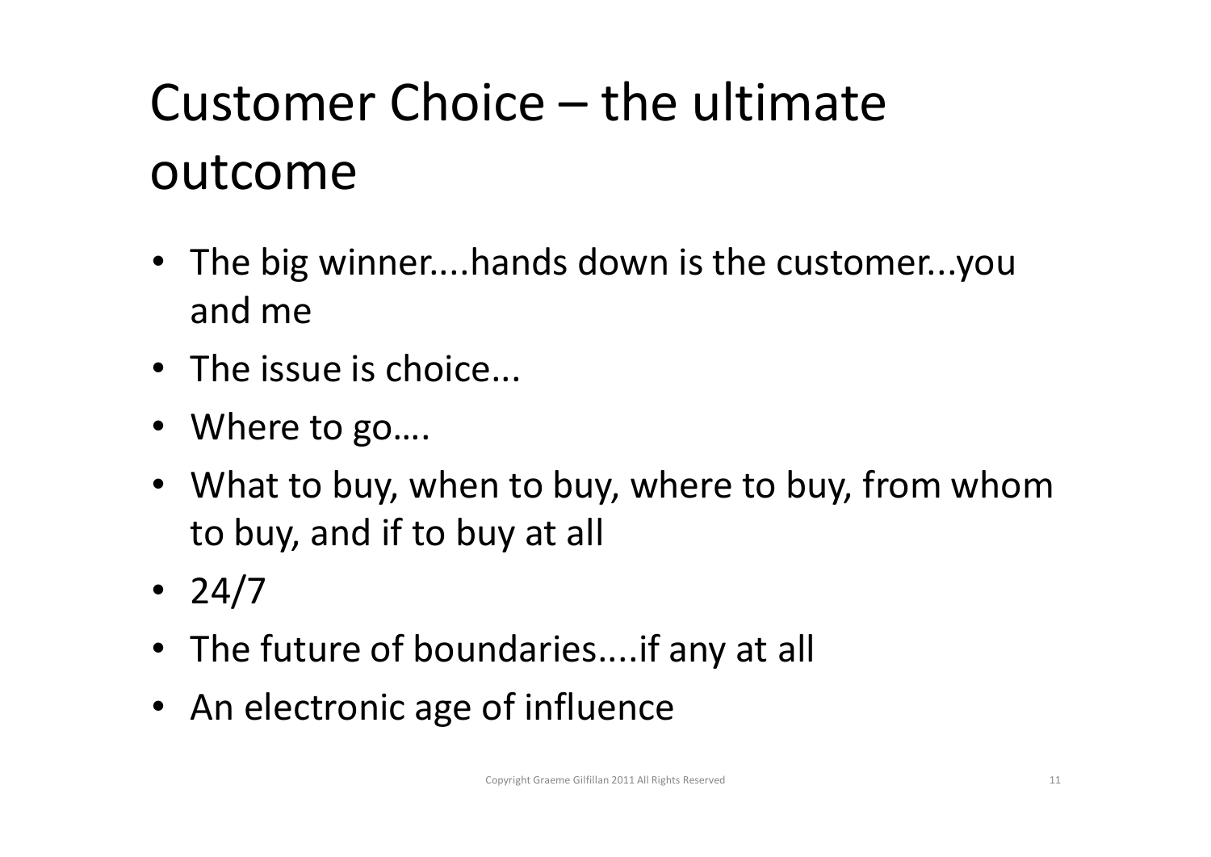# Customer Choice – the ultimate outcome

- The big winner....hands down is the customer...you and me
- The issue is choice...
- Where to go….
- What to buy, when to buy, where to buy, from whom to buy, and if to buy at all
- 24/7
- The future of boundaries....if any at all
- An electronic age of influence

Copyright Graeme Gilfillan 2011 All Rights Reserved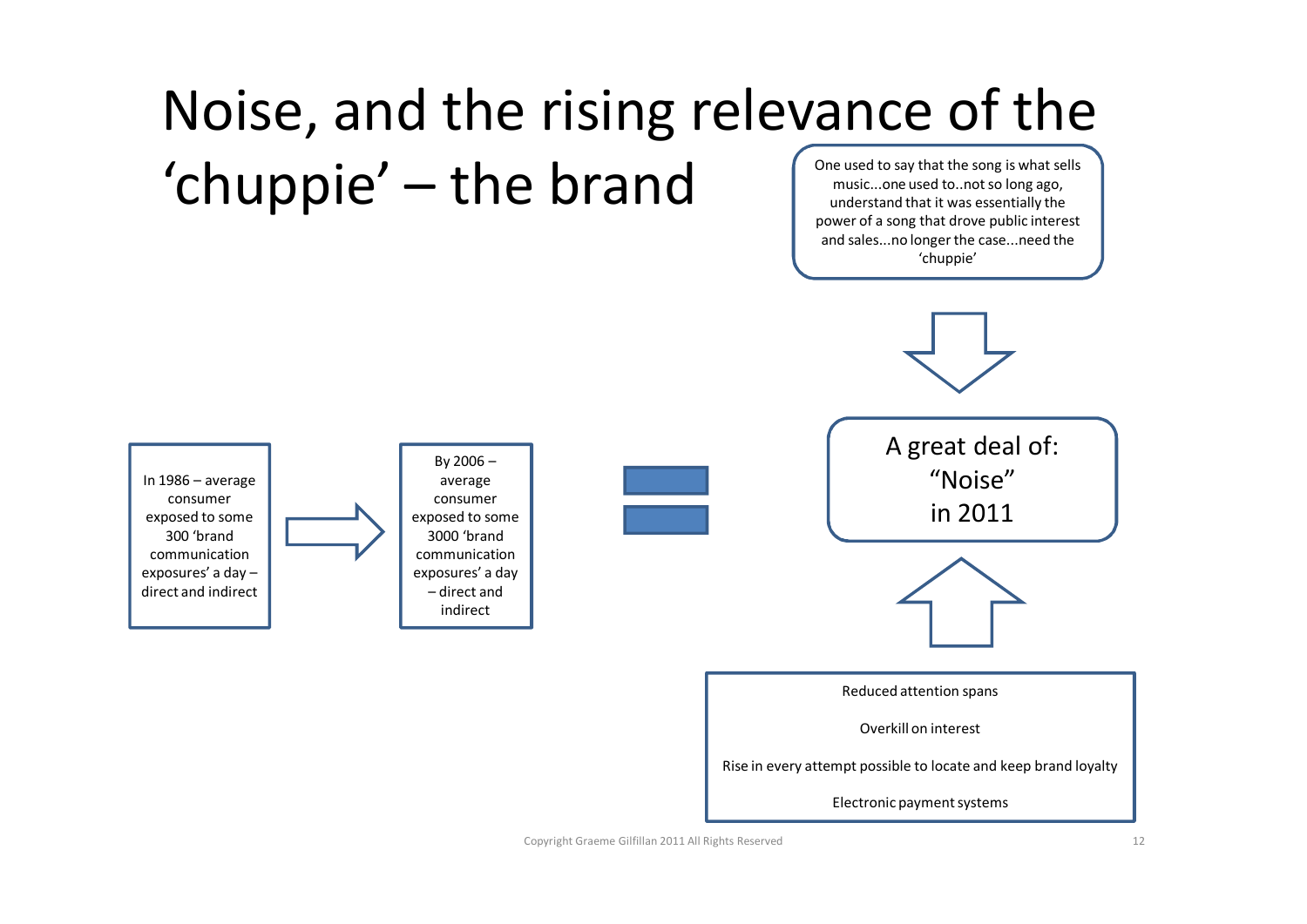# Noise, and the rising relevance of the 'chuppie' – the brand

One used to say that the song is what sells music...one used to..not so long ago, understand that it was essentially the power of a song that drove public interest and sales...no longer the case...need the 'chuppie'

In 1986 – average consumer exposed to some 300 'brand communication exposures' a day – direct and indirect

By 2006 – average consumer exposed to some 3000 'brand communication exposures' a day – direct and indirect

A great deal of: "Noise" in 2011

Reduced attention spans

Overkill on interest

Rise in every attempt possible to locate and keep brand loyalty

Electronic payment systems

Copyright Graeme Gilfillan 2011 All Rights Reserved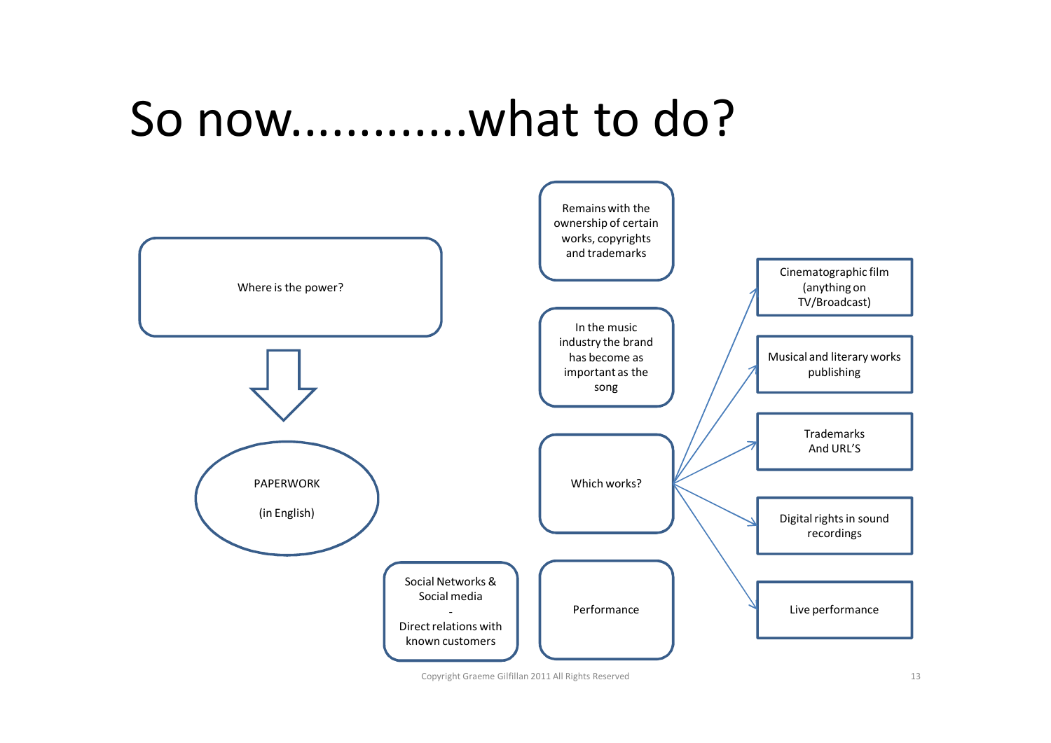# So now............what to do?

Where is the power?

PAPERWORK

(in English)

Remains with the ownership of certain works, copyrights and trademarks

In the music industry the brand has become as important as the song

Which works?

- Cinematographic film (anything on TV/Broadcast)
- Musical and literary works publishing
- Trademarks And URL'S
- Digital rights in sound recordings
- Live performance

Social Networks & Social media - Direct relations with known customers

Performance

Copyright Graeme Gilfillan 2011 All Rights Reserved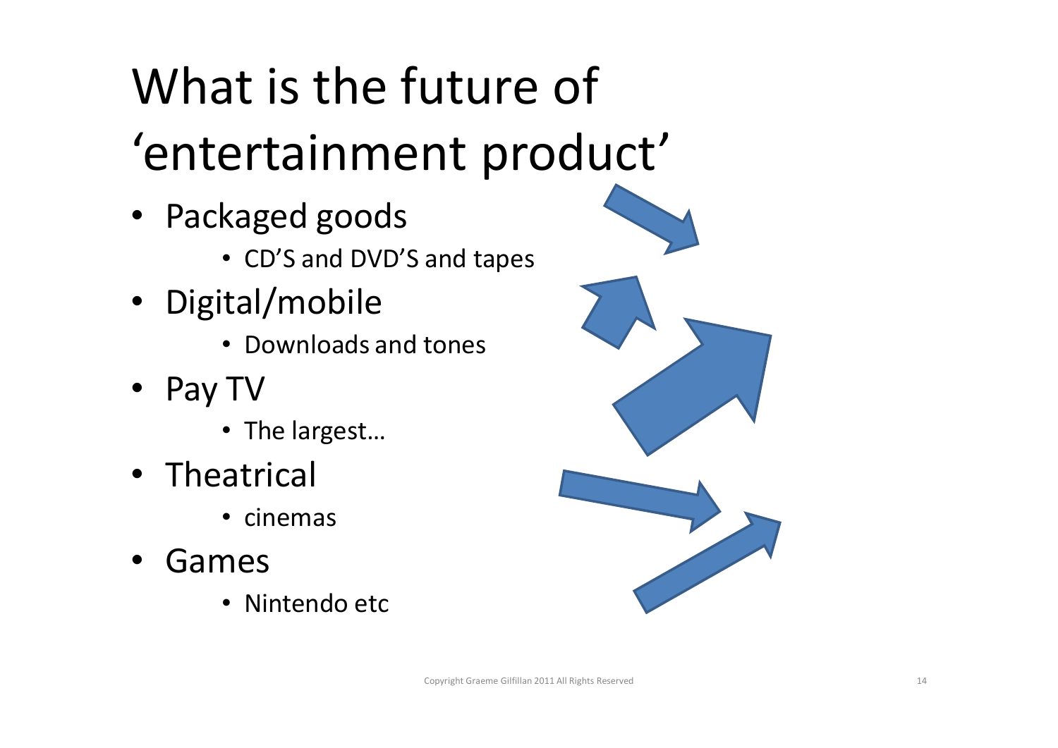# What is the future of 'entertainment product'

- Packaged goods
  - CD'S and DVD'S and tapes
- Digital/mobile
  - Downloads and tones
- Pay TV
  - The largest…
- Theatrical
  - cinemas
- Games
  - Nintendo etc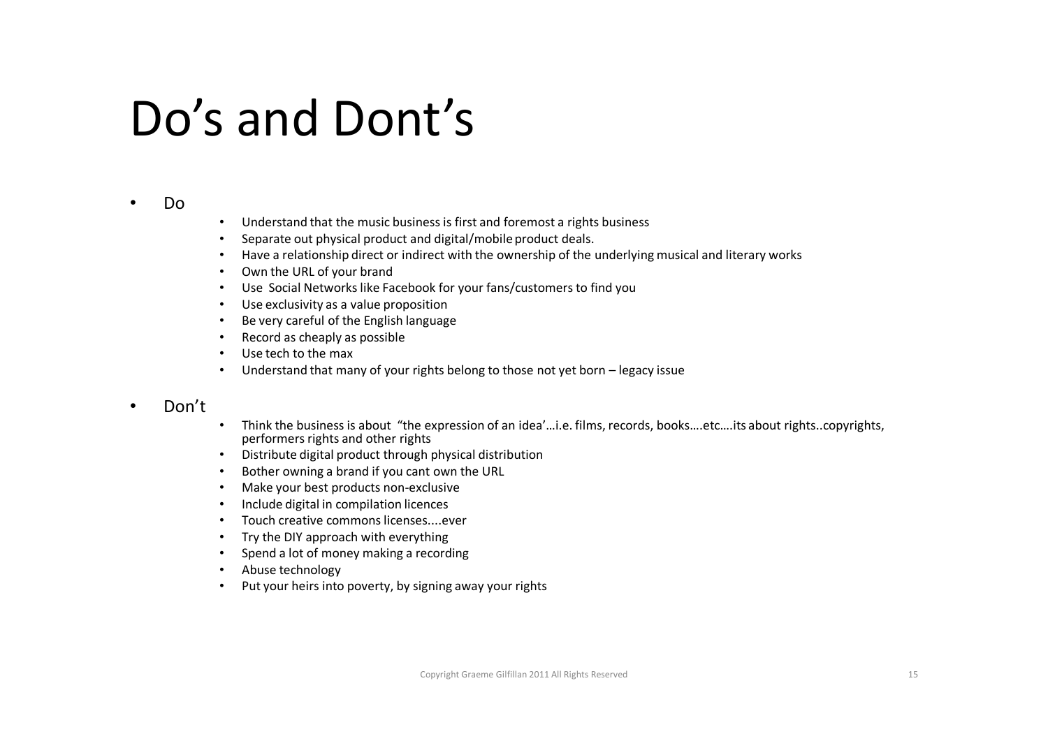# Do's and Dont's

- Do
  - Understand that the music business is first and foremost a rights business
  - Separate out physical product and digital/mobile product deals.
  - Have a relationship direct or indirect with the ownership of the underlying musical and literary works
  - Own the URL of your brand
  - Use Social Networks like Facebook for your fans/customers to find you
  - Use exclusivity as a value proposition
  - Be very careful of the English language
  - Record as cheaply as possible
  - Use tech to the max
  - Understand that many of your rights belong to those not yet born – legacy issue

- Don't
  - Think the business is about "the expression of an idea'…i.e. films, records, books….etc….its about rights..copyrights, performers rights and other rights
  - Distribute digital product through physical distribution
  - Bother owning a brand if you cant own the URL
  - Make your best products non-exclusive
  - Include digital in compilation licences
  - Touch creative commons licenses....ever
  - Try the DIY approach with everything
  - Spend a lot of money making a recording
  - Abuse technology
  - Put your heirs into poverty, by signing away your rights

Copyright Graeme Gilfillan 2011 All Rights Reserved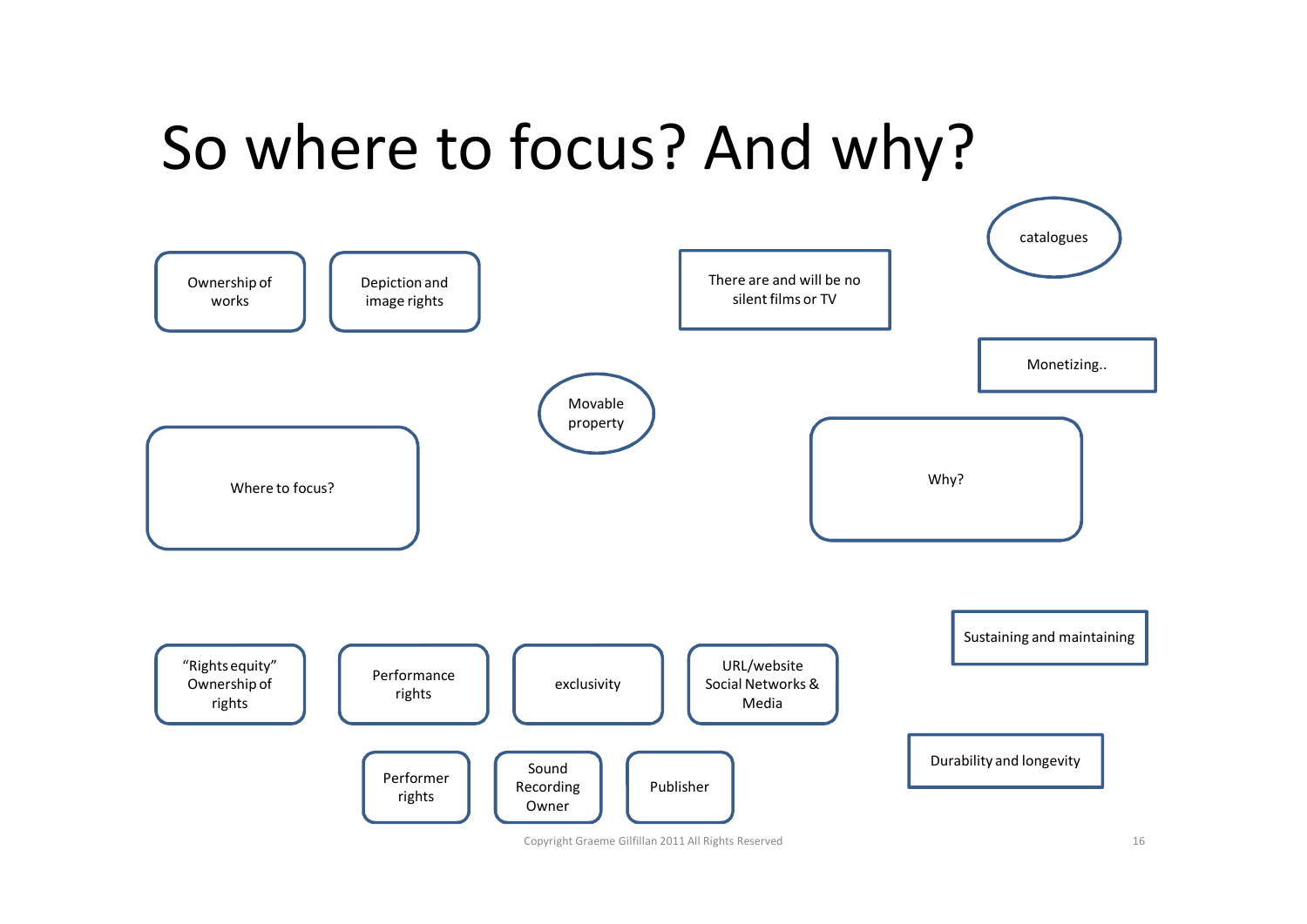# So where to focus? And why?

- Ownership of works
- Depiction and image rights
- There are and will be no silent films or TV
- catalogues
- Monetizing..
- Movable property
- Where to focus?
- Why?
- Sustaining and maintaining
- "Rights equity" Ownership of rights
- Performance rights
- exclusivity
- URL/website Social Networks & Media
- Durability and longevity
- Performer rights
- Sound Recording Owner
- Publisher

Copyright Graeme Gilfillan 2011 All Rights Reserved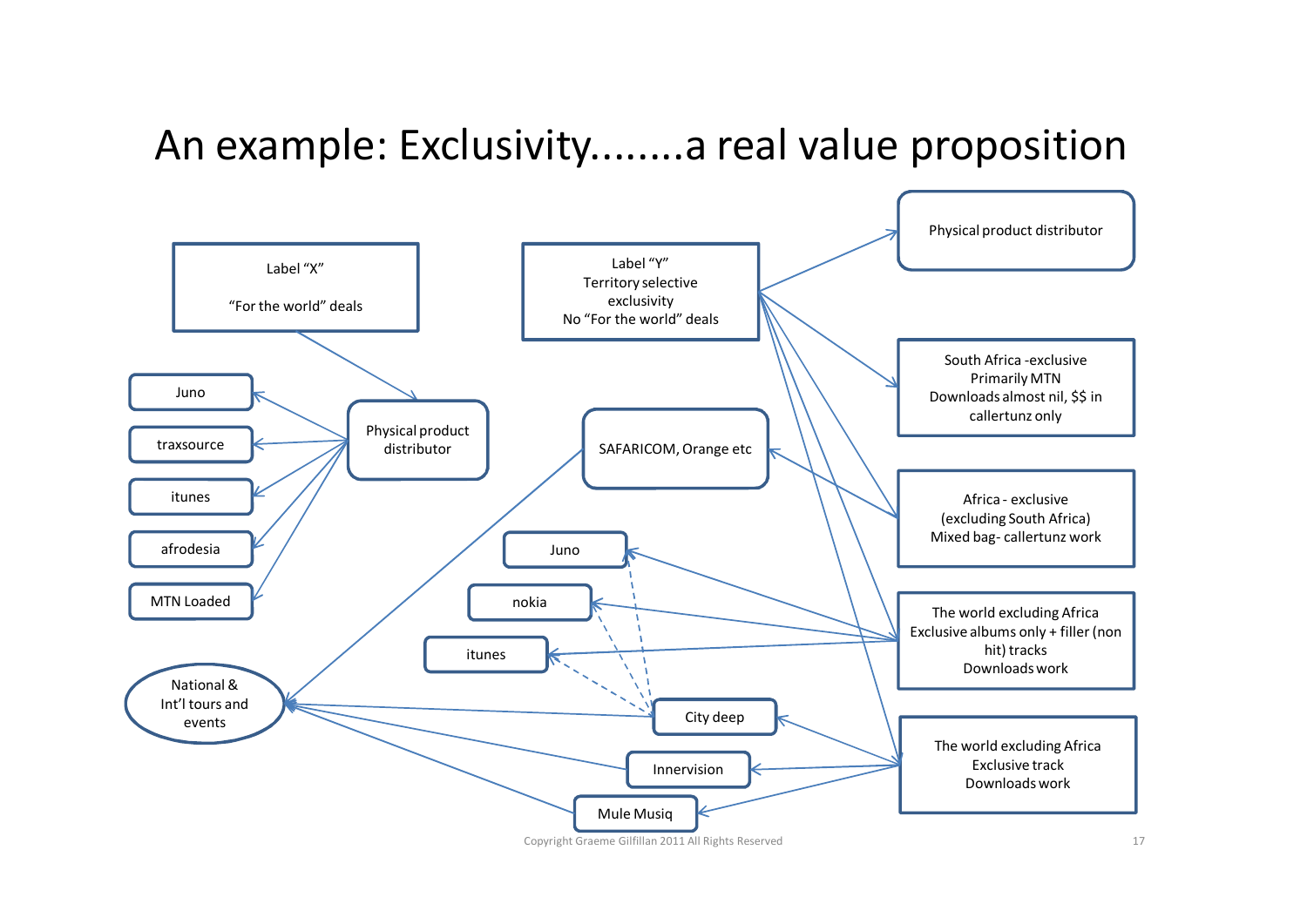# An example: Exclusivity........a real value proposition

Label "X"

"For the world" deals

Physical product distributor

Juno

traxsource

itunes

afrodesia

MTN Loaded

National & Int'l tours and events

Label "Y"
Territory selective exclusivity
No "For the world" deals

SAFARICOM, Orange etc

Juno

nokia

itunes

City deep

Innervision

Mule Musiq

Physical product distributor

South Africa -exclusive
Primarily MTN
Downloads almost nil, $$ in callertunz only

Africa - exclusive
(excluding South Africa)
Mixed bag- callertunz work

The world excluding Africa
Exclusive albums only + filler (non hit) tracks
Downloads work

The world excluding Africa
Exclusive track
Downloads work

Copyright Graeme Gilfillan 2011 All Rights Reserved